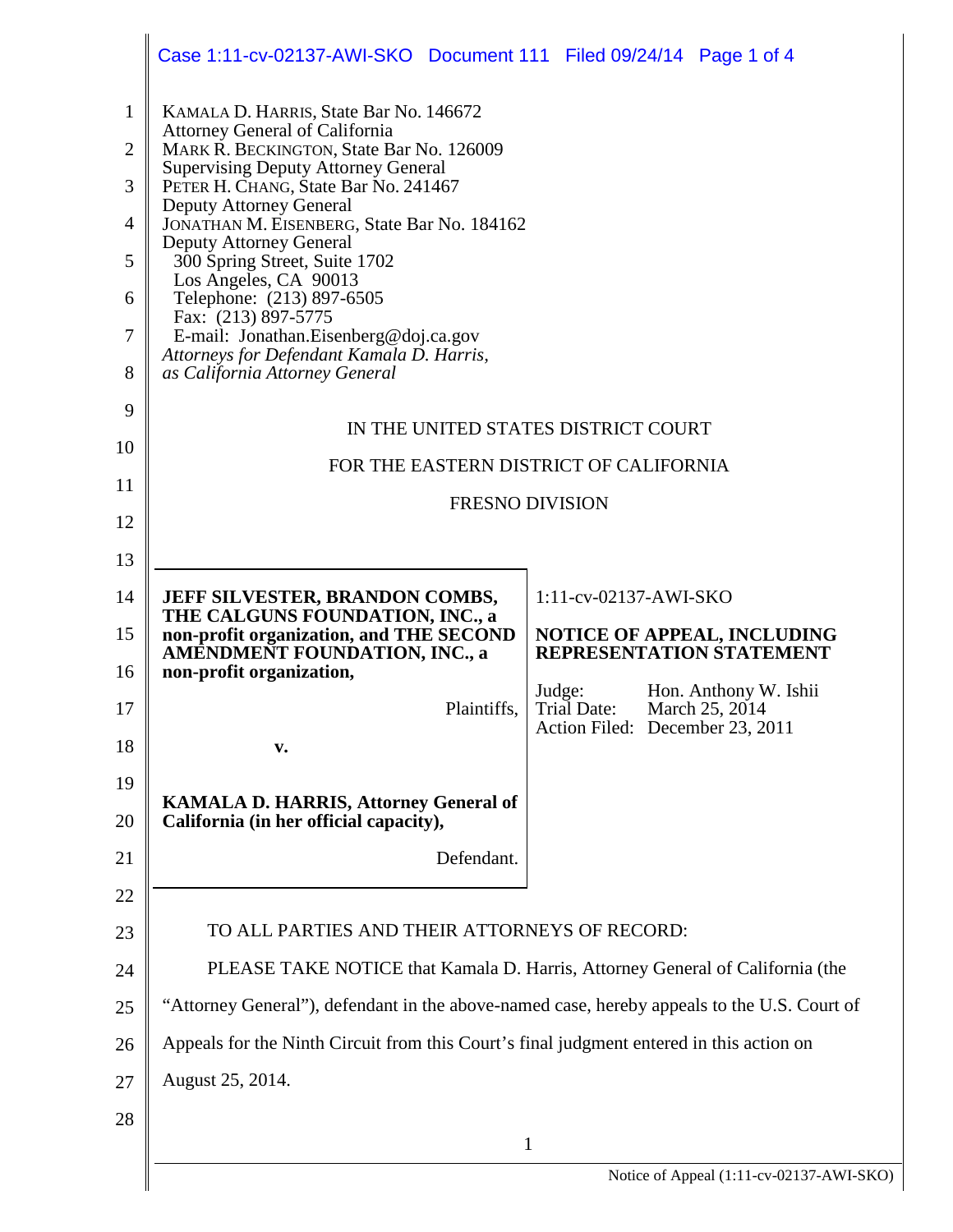KAMALA D. HARRIS, State Bar No. 146672
Attorney General of California
MARK R. BECKINGTON, State Bar No. 126009
Supervising Deputy Attorney General
PETER H. CHANG, State Bar No. 241467
Deputy Attorney General
JONATHAN M. EISENBERG, State Bar No. 184162
Deputy Attorney General
300 Spring Street, Suite 1702
Los Angeles, CA 90013
Telephone: (213) 897-6505
Fax: (213) 897-5775
E-mail: Jonathan.Eisenberg@doj.ca.gov
*Attorneys for Defendant Kamala D. Harris, as California Attorney General*

IN THE UNITED STATES DISTRICT COURT

FOR THE EASTERN DISTRICT OF CALIFORNIA

FRESNO DIVISION

| | |
|---|---|
| **JEFF SILVESTER, BRANDON COMBS, THE CALGUNS FOUNDATION, INC., a non-profit organization, and THE SECOND AMENDMENT FOUNDATION, INC., a non-profit organization,** Plaintiffs, **v.** **KAMALA D. HARRIS, Attorney General of California (in her official capacity),** Defendant. | 1:11-cv-02137-AWI-SKO **NOTICE OF APPEAL, INCLUDING REPRESENTATION STATEMENT** Judge: Hon. Anthony W. Ishii Trial Date: March 25, 2014 Action Filed: December 23, 2011 |

TO ALL PARTIES AND THEIR ATTORNEYS OF RECORD:

PLEASE TAKE NOTICE that Kamala D. Harris, Attorney General of California (the "Attorney General"), defendant in the above-named case, hereby appeals to the U.S. Court of Appeals for the Ninth Circuit from this Court's final judgment entered in this action on August 25, 2014.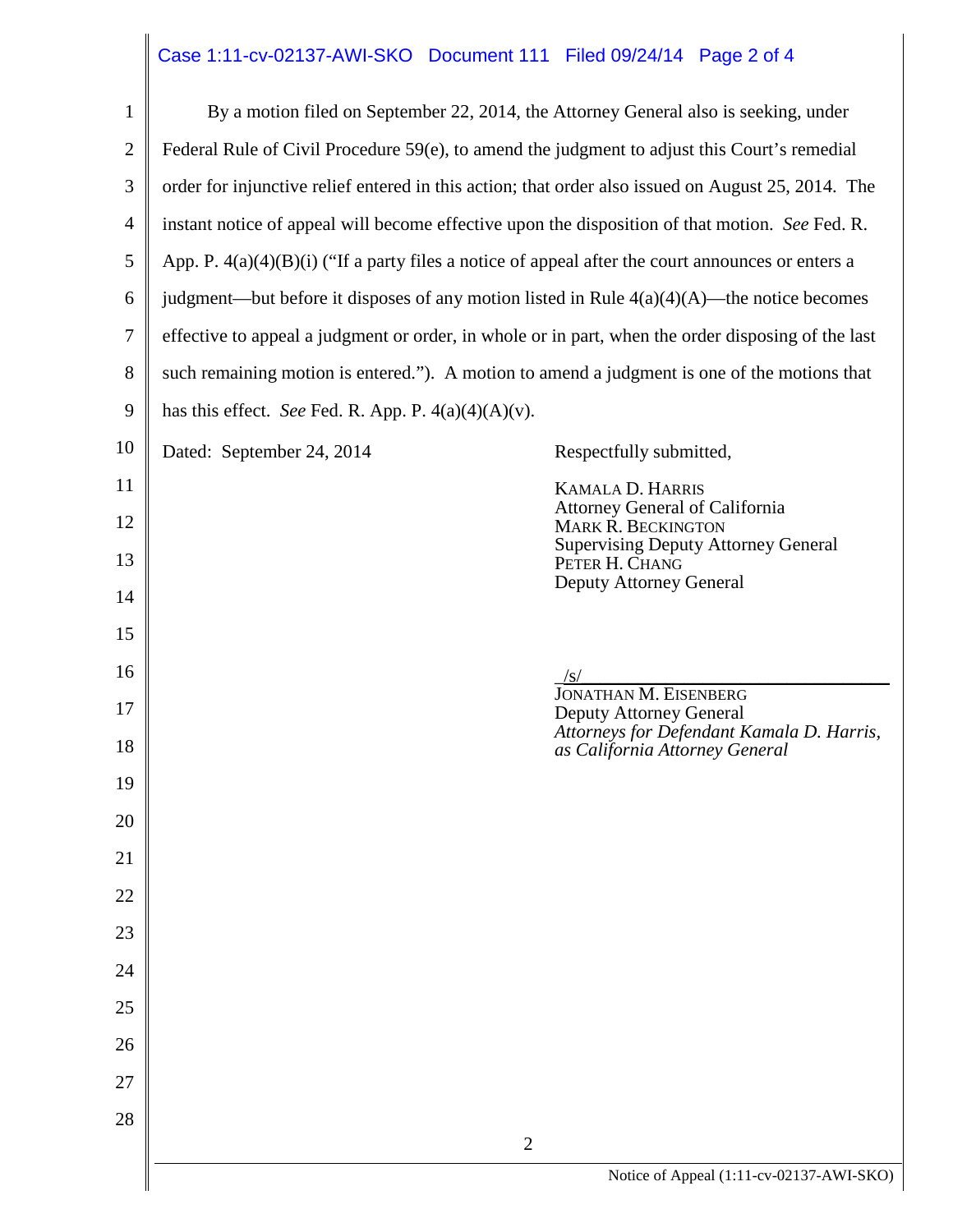By a motion filed on September 22, 2014, the Attorney General also is seeking, under Federal Rule of Civil Procedure 59(e), to amend the judgment to adjust this Court's remedial order for injunctive relief entered in this action; that order also issued on August 25, 2014. The instant notice of appeal will become effective upon the disposition of that motion. *See* Fed. R. App. P. 4(a)(4)(B)(i) ("If a party files a notice of appeal after the court announces or enters a judgment—but before it disposes of any motion listed in Rule 4(a)(4)(A)—the notice becomes effective to appeal a judgment or order, in whole or in part, when the order disposing of the last such remaining motion is entered."). A motion to amend a judgment is one of the motions that has this effect. *See* Fed. R. App. P. 4(a)(4)(A)(v).

Dated: September 24, 2014

Respectfully submitted,

KAMALA D. HARRIS
Attorney General of California
MARK R. BECKINGTON
Supervising Deputy Attorney General
PETER H. CHANG
Deputy Attorney General

/s/
JONATHAN M. EISENBERG
Deputy Attorney General
*Attorneys for Defendant Kamala D. Harris, as California Attorney General*

Notice of Appeal (1:11-cv-02137-AWI-SKO)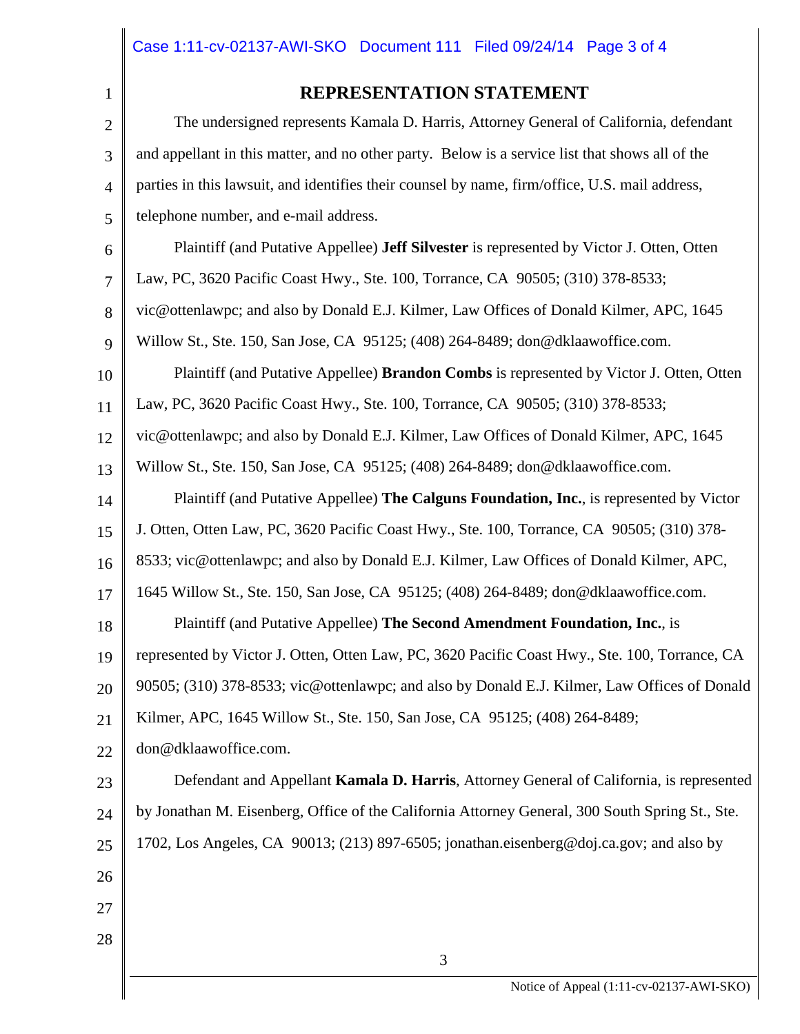## REPRESENTATION STATEMENT

The undersigned represents Kamala D. Harris, Attorney General of California, defendant and appellant in this matter, and no other party. Below is a service list that shows all of the parties in this lawsuit, and identifies their counsel by name, firm/office, U.S. mail address, telephone number, and e-mail address.

Plaintiff (and Putative Appellee) **Jeff Silvester** is represented by Victor J. Otten, Otten Law, PC, 3620 Pacific Coast Hwy., Ste. 100, Torrance, CA 90505; (310) 378-8533; vic@ottenlawpc; and also by Donald E.J. Kilmer, Law Offices of Donald Kilmer, APC, 1645 Willow St., Ste. 150, San Jose, CA 95125; (408) 264-8489; don@dklaawoffice.com.

Plaintiff (and Putative Appellee) **Brandon Combs** is represented by Victor J. Otten, Otten Law, PC, 3620 Pacific Coast Hwy., Ste. 100, Torrance, CA 90505; (310) 378-8533; vic@ottenlawpc; and also by Donald E.J. Kilmer, Law Offices of Donald Kilmer, APC, 1645 Willow St., Ste. 150, San Jose, CA 95125; (408) 264-8489; don@dklaawoffice.com.

Plaintiff (and Putative Appellee) **The Calguns Foundation, Inc.**, is represented by Victor J. Otten, Otten Law, PC, 3620 Pacific Coast Hwy., Ste. 100, Torrance, CA 90505; (310) 378-8533; vic@ottenlawpc; and also by Donald E.J. Kilmer, Law Offices of Donald Kilmer, APC, 1645 Willow St., Ste. 150, San Jose, CA 95125; (408) 264-8489; don@dklaawoffice.com.

Plaintiff (and Putative Appellee) **The Second Amendment Foundation, Inc.**, is represented by Victor J. Otten, Otten Law, PC, 3620 Pacific Coast Hwy., Ste. 100, Torrance, CA 90505; (310) 378-8533; vic@ottenlawpc; and also by Donald E.J. Kilmer, Law Offices of Donald Kilmer, APC, 1645 Willow St., Ste. 150, San Jose, CA 95125; (408) 264-8489; don@dklaawoffice.com.

Defendant and Appellant **Kamala D. Harris**, Attorney General of California, is represented by Jonathan M. Eisenberg, Office of the California Attorney General, 300 South Spring St., Ste. 1702, Los Angeles, CA 90013; (213) 897-6505; jonathan.eisenberg@doj.ca.gov; and also by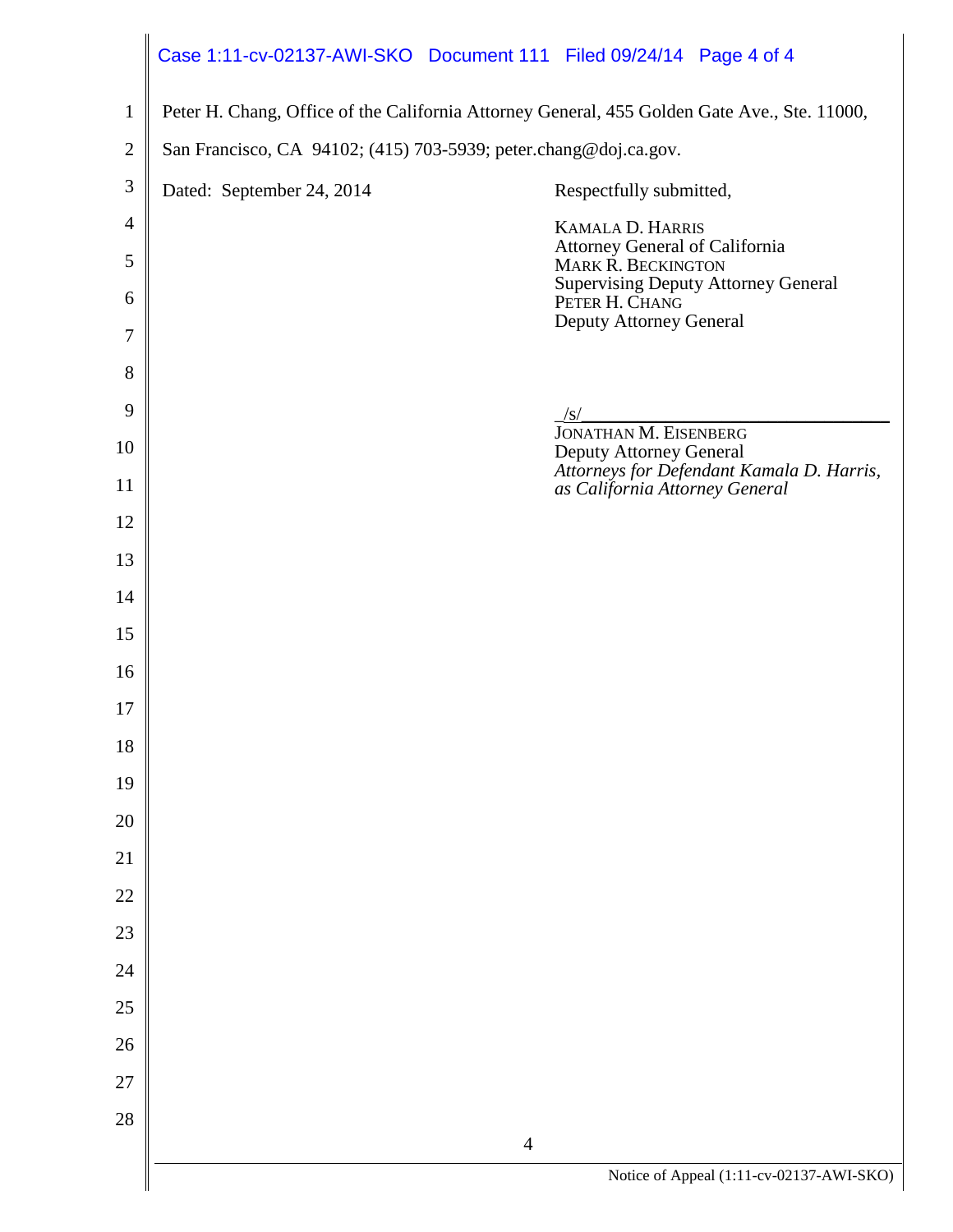Peter H. Chang, Office of the California Attorney General, 455 Golden Gate Ave., Ste. 11000, San Francisco, CA 94102; (415) 703-5939; peter.chang@doj.ca.gov.

Dated: September 24, 2014

Respectfully submitted,

KAMALA D. HARRIS
Attorney General of California
MARK R. BECKINGTON
Supervising Deputy Attorney General
PETER H. CHANG
Deputy Attorney General

/s/
JONATHAN M. EISENBERG
Deputy Attorney General
*Attorneys for Defendant Kamala D. Harris, as California Attorney General*